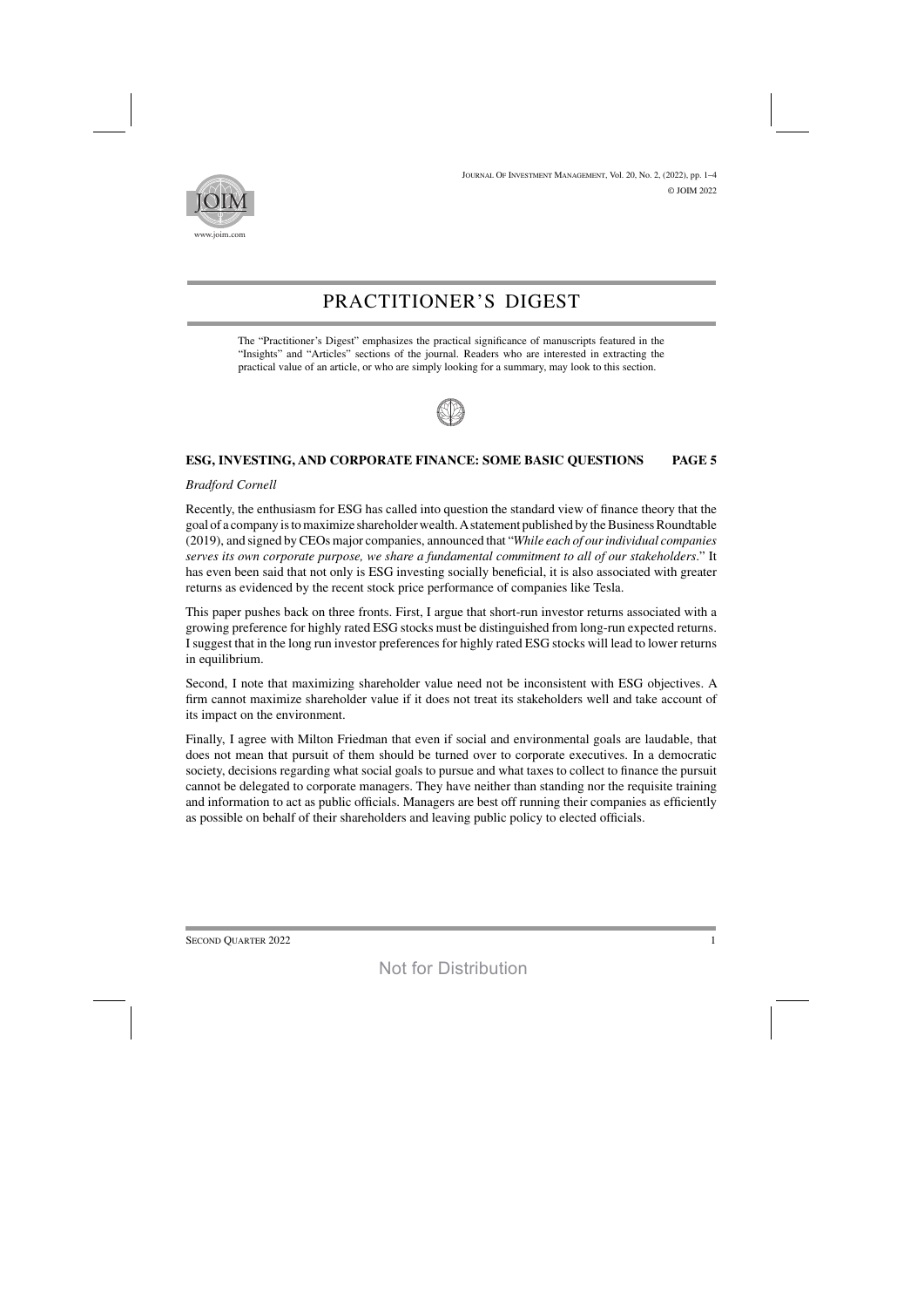# PRACTITIONER'S DIGEST

The "Practitioner's Digest" emphasizes the practical significance of manuscripts featured in the "Insights" and "Articles" sections of the journal. Readers who are interested in extracting the practical value of an article, or who are simply looking for a summary, may look to this section.

## ESG, INVESTING, AND CORPORATE FINANCE: SOME BASIC QUESTIONS — PAGE 5

*Bradford Cornell*

Recently, the enthusiasm for ESG has called into question the standard view of finance theory that the goal of a company is to maximize shareholder wealth. A statement published by the Business Roundtable (2019), and signed by CEOs major companies, announced that "*While each of our individual companies serves its own corporate purpose, we share a fundamental commitment to all of our stakeholders*." It has even been said that not only is ESG investing socially beneficial, it is also associated with greater returns as evidenced by the recent stock price performance of companies like Tesla.

This paper pushes back on three fronts. First, I argue that short-run investor returns associated with a growing preference for highly rated ESG stocks must be distinguished from long-run expected returns. I suggest that in the long run investor preferences for highly rated ESG stocks will lead to lower returns in equilibrium.

Second, I note that maximizing shareholder value need not be inconsistent with ESG objectives. A firm cannot maximize shareholder value if it does not treat its stakeholders well and take account of its impact on the environment.

Finally, I agree with Milton Friedman that even if social and environmental goals are laudable, that does not mean that pursuit of them should be turned over to corporate executives. In a democratic society, decisions regarding what social goals to pursue and what taxes to collect to finance the pursuit cannot be delegated to corporate managers. They have neither than standing nor the requisite training and information to act as public officials. Managers are best off running their companies as efficiently as possible on behalf of their shareholders and leaving public policy to elected officials.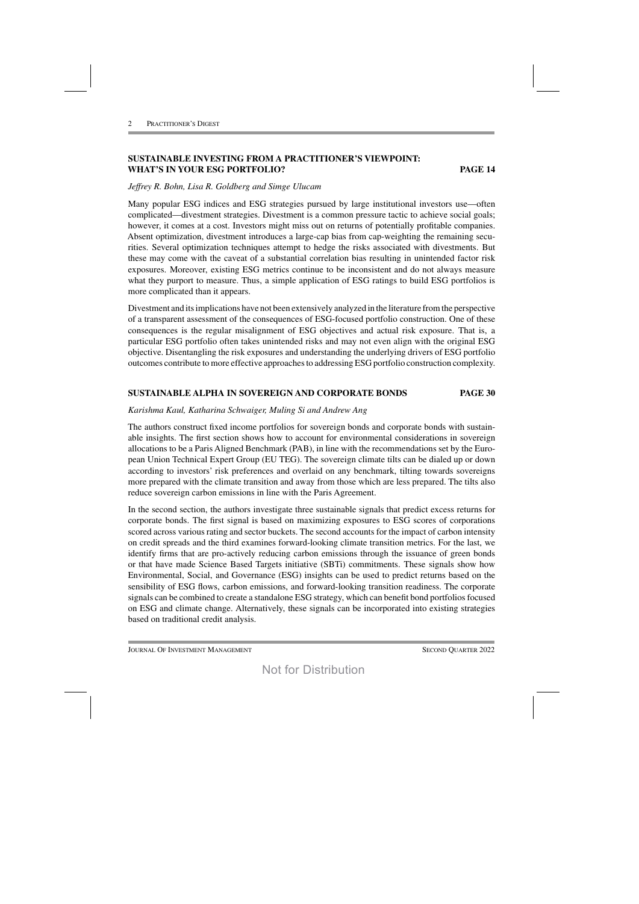## SUSTAINABLE INVESTING FROM A PRACTITIONER'S VIEWPOINT: WHAT'S IN YOUR ESG PORTFOLIO? PAGE 14

*Jeffrey R. Bohn, Lisa R. Goldberg and Simge Ulucam*

Many popular ESG indices and ESG strategies pursued by large institutional investors use—often complicated—divestment strategies. Divestment is a common pressure tactic to achieve social goals; however, it comes at a cost. Investors might miss out on returns of potentially profitable companies. Absent optimization, divestment introduces a large-cap bias from cap-weighting the remaining securities. Several optimization techniques attempt to hedge the risks associated with divestments. But these may come with the caveat of a substantial correlation bias resulting in unintended factor risk exposures. Moreover, existing ESG metrics continue to be inconsistent and do not always measure what they purport to measure. Thus, a simple application of ESG ratings to build ESG portfolios is more complicated than it appears.

Divestment and its implications have not been extensively analyzed in the literature from the perspective of a transparent assessment of the consequences of ESG-focused portfolio construction. One of these consequences is the regular misalignment of ESG objectives and actual risk exposure. That is, a particular ESG portfolio often takes unintended risks and may not even align with the original ESG objective. Disentangling the risk exposures and understanding the underlying drivers of ESG portfolio outcomes contribute to more effective approaches to addressing ESG portfolio construction complexity.

## SUSTAINABLE ALPHA IN SOVEREIGN AND CORPORATE BONDS PAGE 30

*Karishma Kaul, Katharina Schwaiger, Muling Si and Andrew Ang*

The authors construct fixed income portfolios for sovereign bonds and corporate bonds with sustainable insights. The first section shows how to account for environmental considerations in sovereign allocations to be a Paris Aligned Benchmark (PAB), in line with the recommendations set by the European Union Technical Expert Group (EU TEG). The sovereign climate tilts can be dialed up or down according to investors' risk preferences and overlaid on any benchmark, tilting towards sovereigns more prepared with the climate transition and away from those which are less prepared. The tilts also reduce sovereign carbon emissions in line with the Paris Agreement.

In the second section, the authors investigate three sustainable signals that predict excess returns for corporate bonds. The first signal is based on maximizing exposures to ESG scores of corporations scored across various rating and sector buckets. The second accounts for the impact of carbon intensity on credit spreads and the third examines forward-looking climate transition metrics. For the last, we identify firms that are pro-actively reducing carbon emissions through the issuance of green bonds or that have made Science Based Targets initiative (SBTi) commitments. These signals show how Environmental, Social, and Governance (ESG) insights can be used to predict returns based on the sensibility of ESG flows, carbon emissions, and forward-looking transition readiness. The corporate signals can be combined to create a standalone ESG strategy, which can benefit bond portfolios focused on ESG and climate change. Alternatively, these signals can be incorporated into existing strategies based on traditional credit analysis.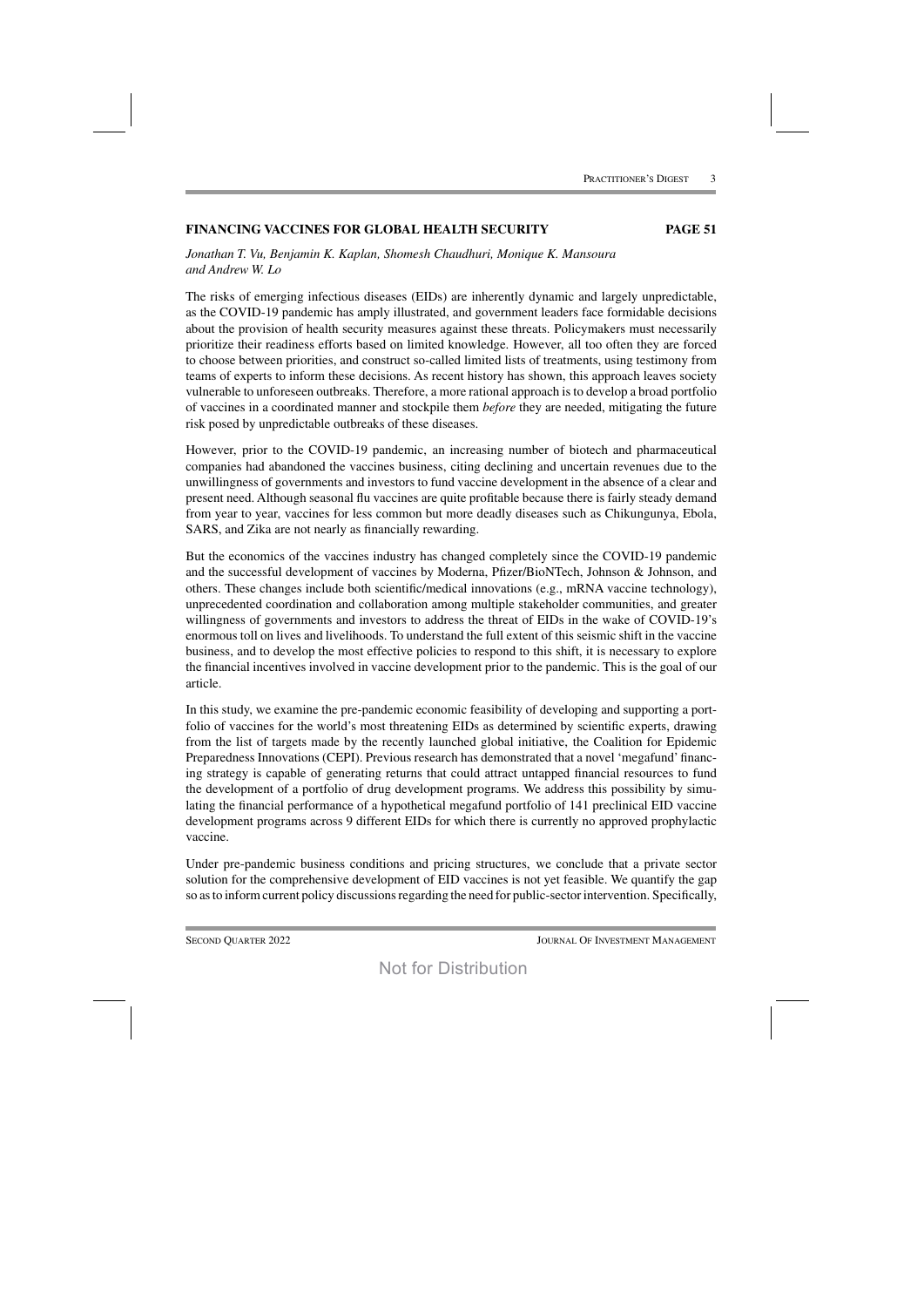## FINANCING VACCINES FOR GLOBAL HEALTH SECURITY **PAGE 51**

*Jonathan T. Vu, Benjamin K. Kaplan, Shomesh Chaudhuri, Monique K. Mansoura and Andrew W. Lo*

The risks of emerging infectious diseases (EIDs) are inherently dynamic and largely unpredictable, as the COVID-19 pandemic has amply illustrated, and government leaders face formidable decisions about the provision of health security measures against these threats. Policymakers must necessarily prioritize their readiness efforts based on limited knowledge. However, all too often they are forced to choose between priorities, and construct so-called limited lists of treatments, using testimony from teams of experts to inform these decisions. As recent history has shown, this approach leaves society vulnerable to unforeseen outbreaks. Therefore, a more rational approach is to develop a broad portfolio of vaccines in a coordinated manner and stockpile them *before* they are needed, mitigating the future risk posed by unpredictable outbreaks of these diseases.

However, prior to the COVID-19 pandemic, an increasing number of biotech and pharmaceutical companies had abandoned the vaccines business, citing declining and uncertain revenues due to the unwillingness of governments and investors to fund vaccine development in the absence of a clear and present need. Although seasonal flu vaccines are quite profitable because there is fairly steady demand from year to year, vaccines for less common but more deadly diseases such as Chikungunya, Ebola, SARS, and Zika are not nearly as financially rewarding.

But the economics of the vaccines industry has changed completely since the COVID-19 pandemic and the successful development of vaccines by Moderna, Pfizer/BioNTech, Johnson & Johnson, and others. These changes include both scientific/medical innovations (e.g., mRNA vaccine technology), unprecedented coordination and collaboration among multiple stakeholder communities, and greater willingness of governments and investors to address the threat of EIDs in the wake of COVID-19's enormous toll on lives and livelihoods. To understand the full extent of this seismic shift in the vaccine business, and to develop the most effective policies to respond to this shift, it is necessary to explore the financial incentives involved in vaccine development prior to the pandemic. This is the goal of our article.

In this study, we examine the pre-pandemic economic feasibility of developing and supporting a portfolio of vaccines for the world's most threatening EIDs as determined by scientific experts, drawing from the list of targets made by the recently launched global initiative, the Coalition for Epidemic Preparedness Innovations (CEPI). Previous research has demonstrated that a novel 'megafund' financing strategy is capable of generating returns that could attract untapped financial resources to fund the development of a portfolio of drug development programs. We address this possibility by simulating the financial performance of a hypothetical megafund portfolio of 141 preclinical EID vaccine development programs across 9 different EIDs for which there is currently no approved prophylactic vaccine.

Under pre-pandemic business conditions and pricing structures, we conclude that a private sector solution for the comprehensive development of EID vaccines is not yet feasible. We quantify the gap so as to inform current policy discussions regarding the need for public-sector intervention. Specifically,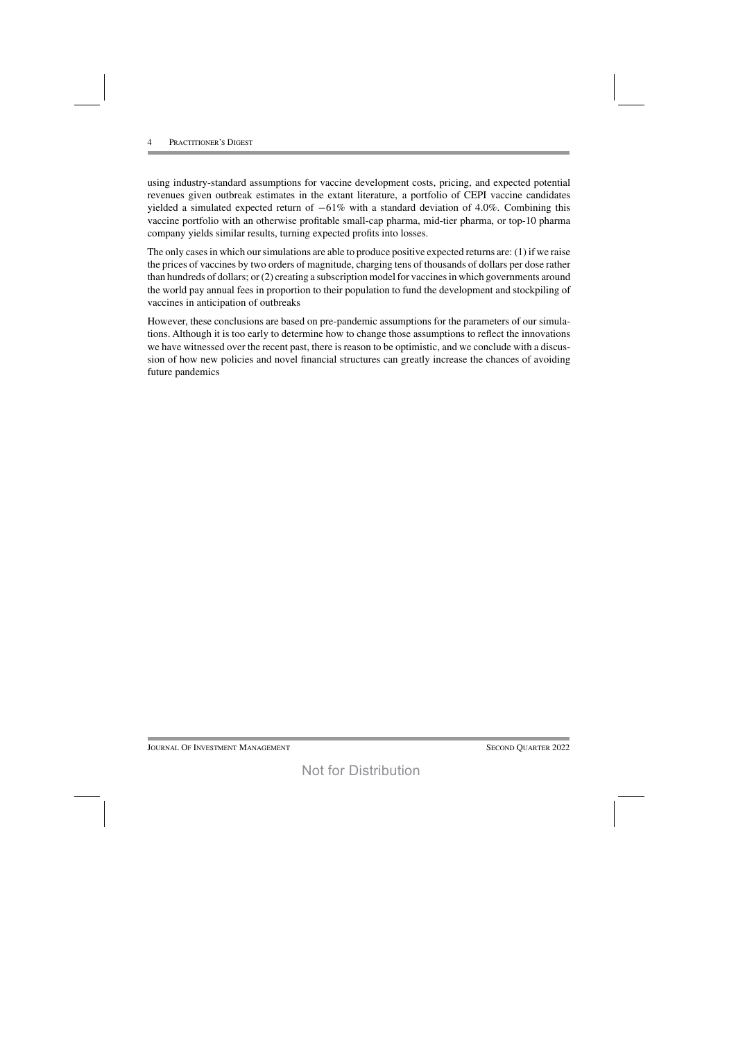using industry-standard assumptions for vaccine development costs, pricing, and expected potential revenues given outbreak estimates in the extant literature, a portfolio of CEPI vaccine candidates yielded a simulated expected return of $-61\%$ with a standard deviation of 4.0%. Combining this vaccine portfolio with an otherwise profitable small-cap pharma, mid-tier pharma, or top-10 pharma company yields similar results, turning expected profits into losses.

The only cases in which our simulations are able to produce positive expected returns are: (1) if we raise the prices of vaccines by two orders of magnitude, charging tens of thousands of dollars per dose rather than hundreds of dollars; or (2) creating a subscription model for vaccines in which governments around the world pay annual fees in proportion to their population to fund the development and stockpiling of vaccines in anticipation of outbreaks

However, these conclusions are based on pre-pandemic assumptions for the parameters of our simulations. Although it is too early to determine how to change those assumptions to reflect the innovations we have witnessed over the recent past, there is reason to be optimistic, and we conclude with a discussion of how new policies and novel financial structures can greatly increase the chances of avoiding future pandemics